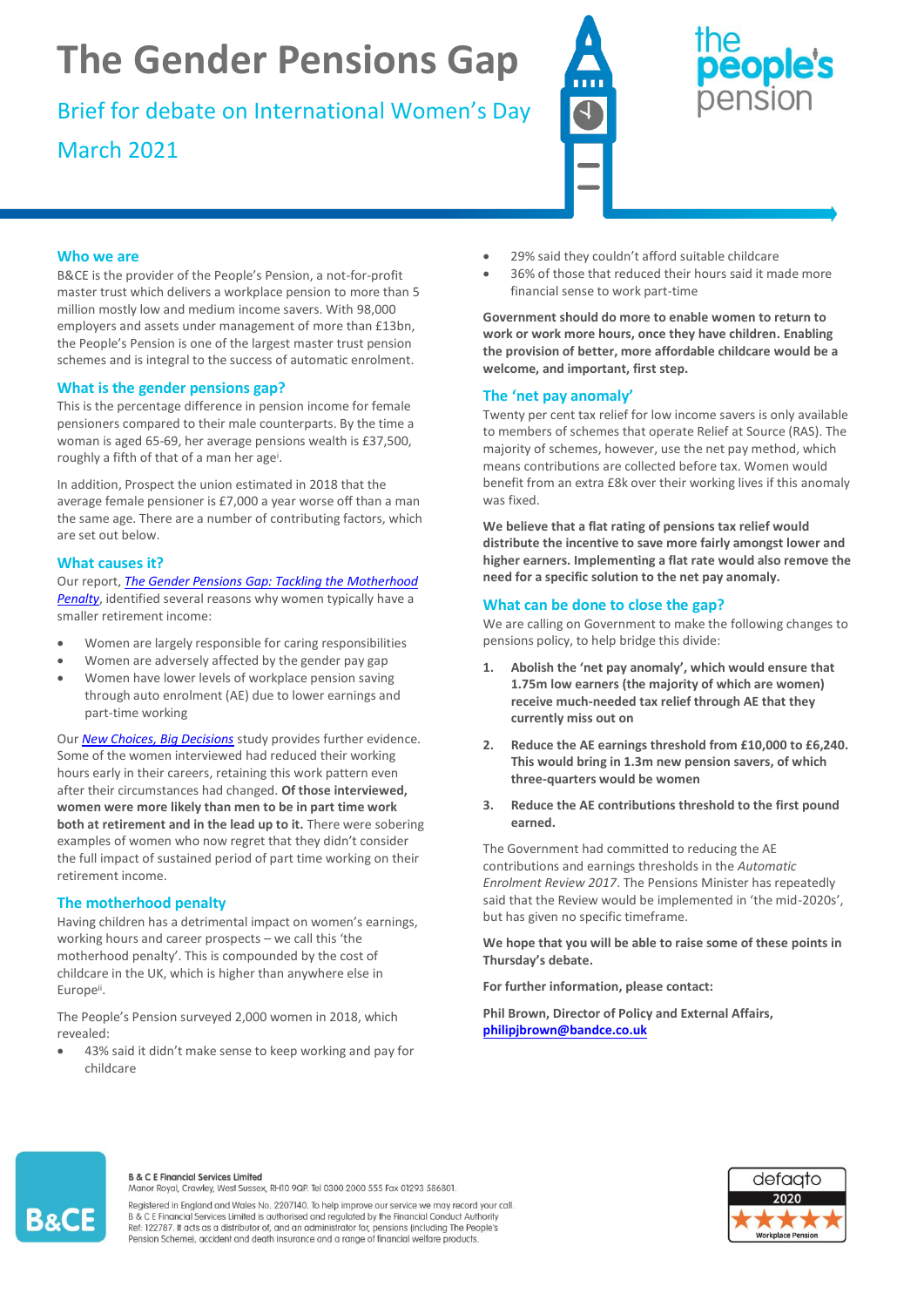# The Gender Pensions Gap

## Brief for debate on International Women's Day March 2021

### Who we are

B&CE is the provider of the People's Pension, a not-for-profit master trust which delivers a workplace pension to more than 5 million mostly low and medium income savers. With 98,000 employers and assets under management of more than £13bn, the People's Pension is one of the largest master trust pension schemes and is integral to the success of automatic enrolment.

### What is the gender pensions gap?

This is the percentage difference in pension income for female pensioners compared to their male counterparts. By the time a woman is aged 65-69, her average pensions wealth is £37,500, roughly a fifth of that of a man her age[i].

In addition, Prospect the union estimated in 2018 that the average female pensioner is £7,000 a year worse off than a man the same age. There are a number of contributing factors, which are set out below.

### What causes it?

Our report, *The Gender Pensions Gap: Tackling the Motherhood Penalty*, identified several reasons why women typically have a smaller retirement income:

- Women are largely responsible for caring responsibilities
- Women are adversely affected by the gender pay gap
- Women have lower levels of workplace pension saving through auto enrolment (AE) due to lower earnings and part-time working

Our *New Choices, Big Decisions* study provides further evidence. Some of the women interviewed had reduced their working hours early in their careers, retaining this work pattern even after their circumstances had changed. **Of those interviewed, women were more likely than men to be in part time work both at retirement and in the lead up to it.** There were sobering examples of women who now regret that they didn't consider the full impact of sustained period of part time working on their retirement income.

### The motherhood penalty

Having children has a detrimental impact on women's earnings, working hours and career prospects – we call this 'the motherhood penalty'. This is compounded by the cost of childcare in the UK, which is higher than anywhere else in Europe[ii].

The People's Pension surveyed 2,000 women in 2018, which revealed:

- 43% said it didn't make sense to keep working and pay for childcare
- 29% said they couldn't afford suitable childcare
- 36% of those that reduced their hours said it made more financial sense to work part-time

**Government should do more to enable women to return to work or work more hours, once they have children. Enabling the provision of better, more affordable childcare would be a welcome, and important, first step.**

### The 'net pay anomaly'

Twenty per cent tax relief for low income savers is only available to members of schemes that operate Relief at Source (RAS). The majority of schemes, however, use the net pay method, which means contributions are collected before tax. Women would benefit from an extra £8k over their working lives if this anomaly was fixed.

**We believe that a flat rating of pensions tax relief would distribute the incentive to save more fairly amongst lower and higher earners. Implementing a flat rate would also remove the need for a specific solution to the net pay anomaly.**

### What can be done to close the gap?

We are calling on Government to make the following changes to pensions policy, to help bridge this divide:

1. **Abolish the 'net pay anomaly', which would ensure that 1.75m low earners (the majority of which are women) receive much-needed tax relief through AE that they currently miss out on**
2. **Reduce the AE earnings threshold from £10,000 to £6,240. This would bring in 1.3m new pension savers, of which three-quarters would be women**
3. **Reduce the AE contributions threshold to the first pound earned.**

The Government had committed to reducing the AE contributions and earnings thresholds in the *Automatic Enrolment Review 2017*. The Pensions Minister has repeatedly said that the Review would be implemented in 'the mid-2020s', but has given no specific timeframe.

**We hope that you will be able to raise some of these points in Thursday's debate.**

**For further information, please contact:**

**Phil Brown, Director of Policy and External Affairs, philipjbrown@bandce.co.uk**

**B & C E Financial Services Limited**
Manor Royal, Crawley, West Sussex, RH10 9QP. Tel 0300 2000 555 Fax 01293 586801.

Registered in England and Wales No. 2207140. To help improve our service we may record your call. B & C E Financial Services Limited is authorised and regulated by the Financial Conduct Authority Ref: 122787. It acts as a distributor of, and an administrator for, pensions (including The People's Pension Scheme), accident and death insurance and a range of financial welfare products.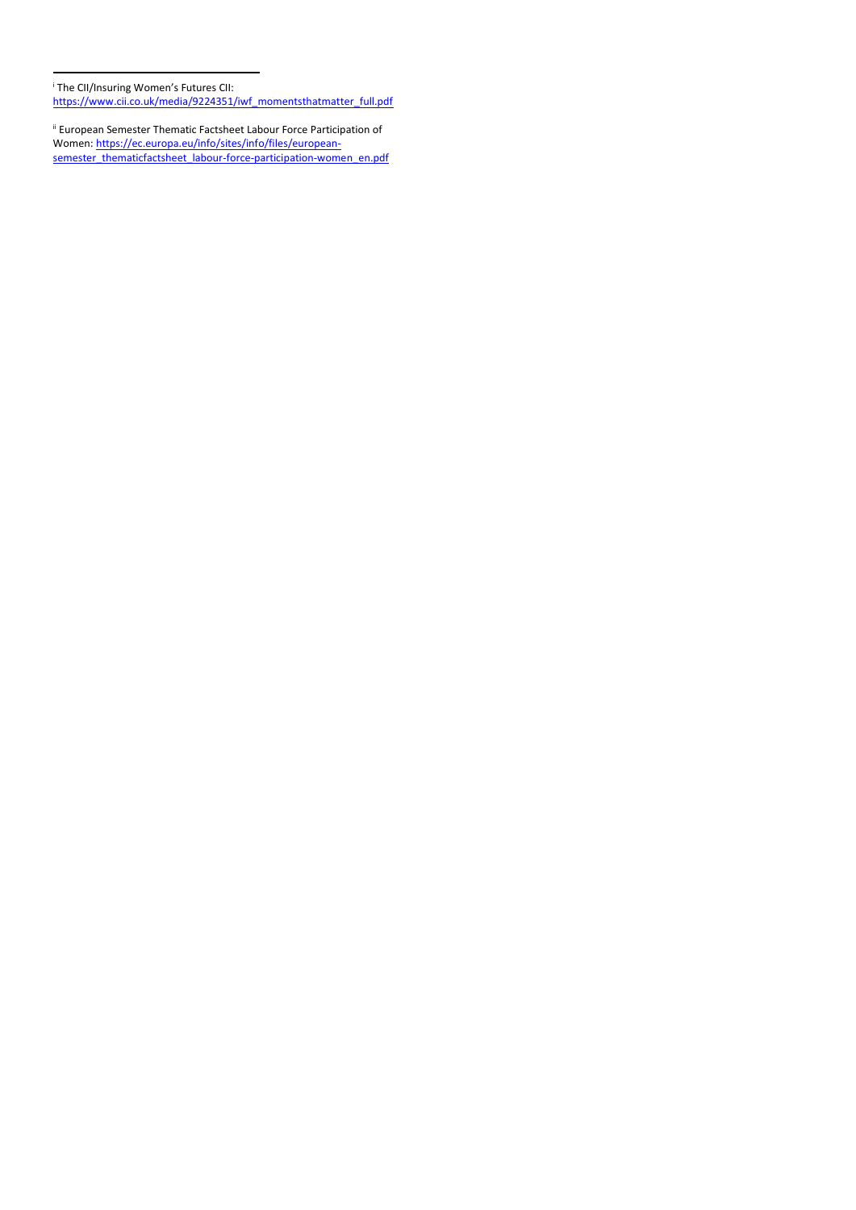[i] The CII/Insuring Women's Futures CII: https://www.cii.co.uk/media/9224351/iwf_momentsthatmatter_full.pdf

[ii] European Semester Thematic Factsheet Labour Force Participation of Women: https://ec.europa.eu/info/sites/info/files/european-semester_thematicfactsheet_labour-force-participation-women_en.pdf